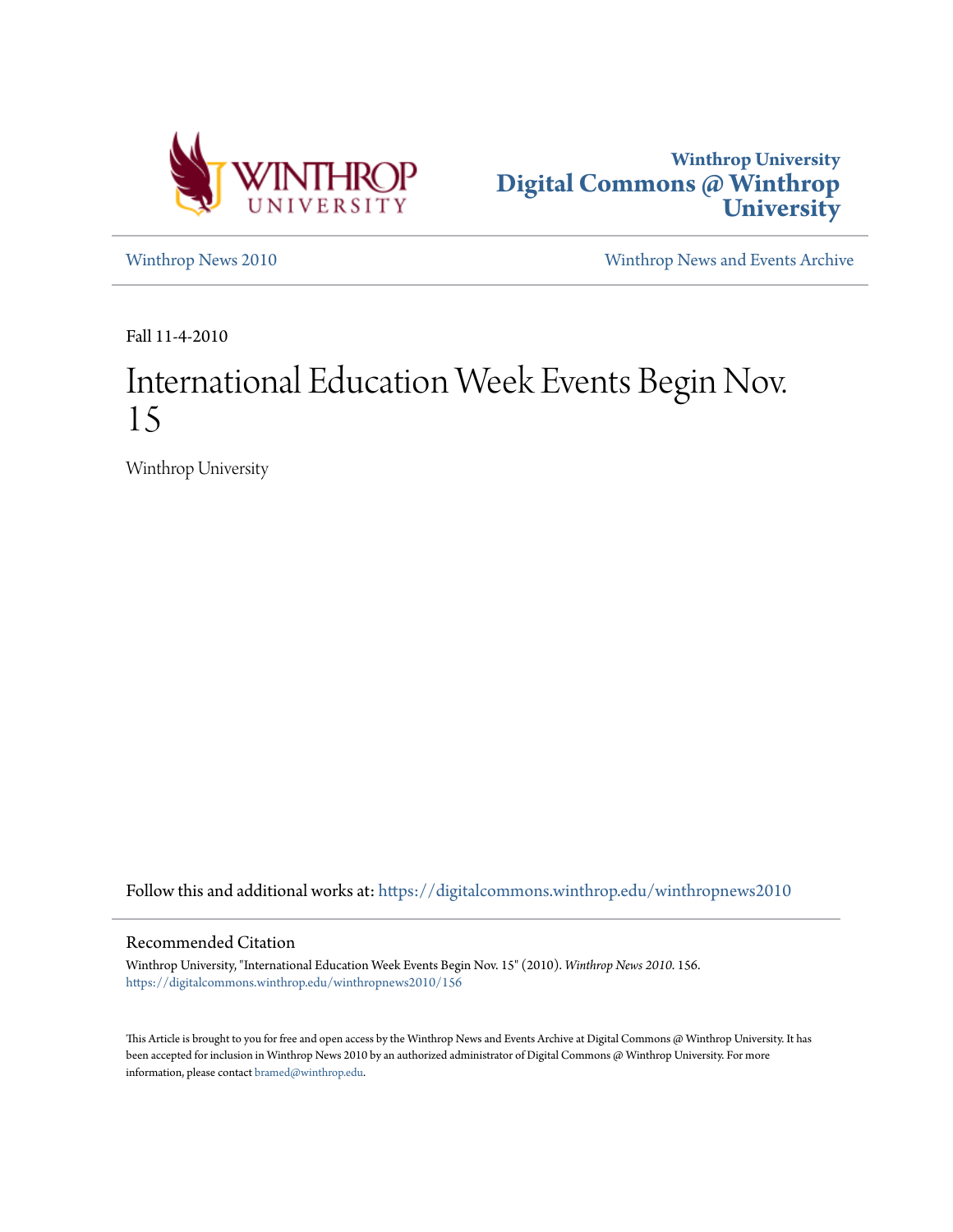Winthrop University
**Digital Commons @ Winthrop University**

Winthrop News 2010 | Winthrop News and Events Archive

Fall 11-4-2010

# International Education Week Events Begin Nov. 15

Winthrop University

Follow this and additional works at: https://digitalcommons.winthrop.edu/winthropnews2010

## Recommended Citation

Winthrop University, "International Education Week Events Begin Nov. 15" (2010). *Winthrop News 2010*. 156.
https://digitalcommons.winthrop.edu/winthropnews2010/156

This Article is brought to you for free and open access by the Winthrop News and Events Archive at Digital Commons @ Winthrop University. It has been accepted for inclusion in Winthrop News 2010 by an authorized administrator of Digital Commons @ Winthrop University. For more information, please contact bramed@winthrop.edu.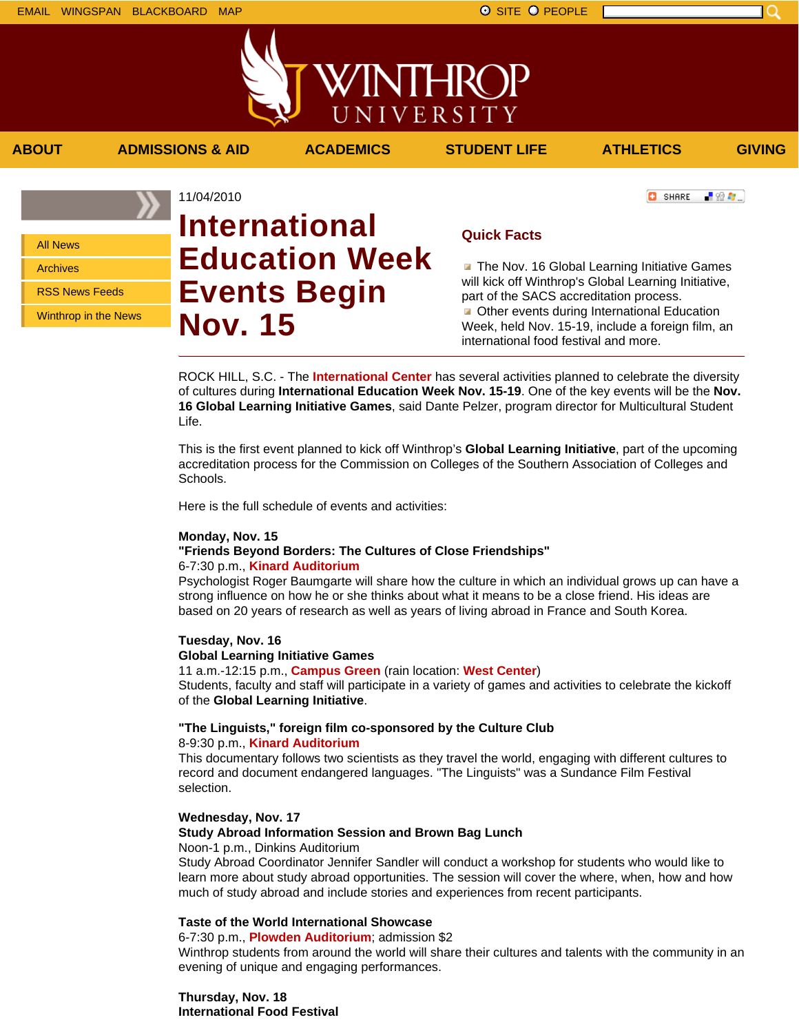EMAIL WINGSPAN BLACKBOARD MAP

SITE PEOPLE

WINTHROP UNIVERSITY

ABOUT ADMISSIONS & AID ACADEMICS STUDENT LIFE ATHLETICS GIVING

- All News
- Archives
- RSS News Feeds
- Winthrop in the News

11/04/2010

# International Education Week Events Begin Nov. 15

## Quick Facts

- The Nov. 16 Global Learning Initiative Games will kick off Winthrop's Global Learning Initiative, part of the SACS accreditation process.
- Other events during International Education Week, held Nov. 15-19, include a foreign film, an international food festival and more.

---

ROCK HILL, S.C. - The **International Center** has several activities planned to celebrate the diversity of cultures during **International Education Week Nov. 15-19**. One of the key events will be the **Nov. 16 Global Learning Initiative Games**, said Dante Pelzer, program director for Multicultural Student Life.

This is the first event planned to kick off Winthrop's **Global Learning Initiative**, part of the upcoming accreditation process for the Commission on Colleges of the Southern Association of Colleges and Schools.

Here is the full schedule of events and activities:

**Monday, Nov. 15**
**"Friends Beyond Borders: The Cultures of Close Friendships"**
6-7:30 p.m., **Kinard Auditorium**
Psychologist Roger Baumgarte will share how the culture in which an individual grows up can have a strong influence on how he or she thinks about what it means to be a close friend. His ideas are based on 20 years of research as well as years of living abroad in France and South Korea.

**Tuesday, Nov. 16**
**Global Learning Initiative Games**
11 a.m.-12:15 p.m., **Campus Green** (rain location: **West Center**)
Students, faculty and staff will participate in a variety of games and activities to celebrate the kickoff of the **Global Learning Initiative**.

**"The Linguists," foreign film co-sponsored by the Culture Club**
8-9:30 p.m., **Kinard Auditorium**
This documentary follows two scientists as they travel the world, engaging with different cultures to record and document endangered languages. "The Linguists" was a Sundance Film Festival selection.

**Wednesday, Nov. 17**
**Study Abroad Information Session and Brown Bag Lunch**
Noon-1 p.m., Dinkins Auditorium
Study Abroad Coordinator Jennifer Sandler will conduct a workshop for students who would like to learn more about study abroad opportunities. The session will cover the where, when, and how and how much of study abroad and include stories and experiences from recent participants.

**Taste of the World International Showcase**
6-7:30 p.m., **Plowden Auditorium**; admission $2
Winthrop students from around the world will share their cultures and talents with the community in an evening of unique and engaging performances.

**Thursday, Nov. 18**
**International Food Festival**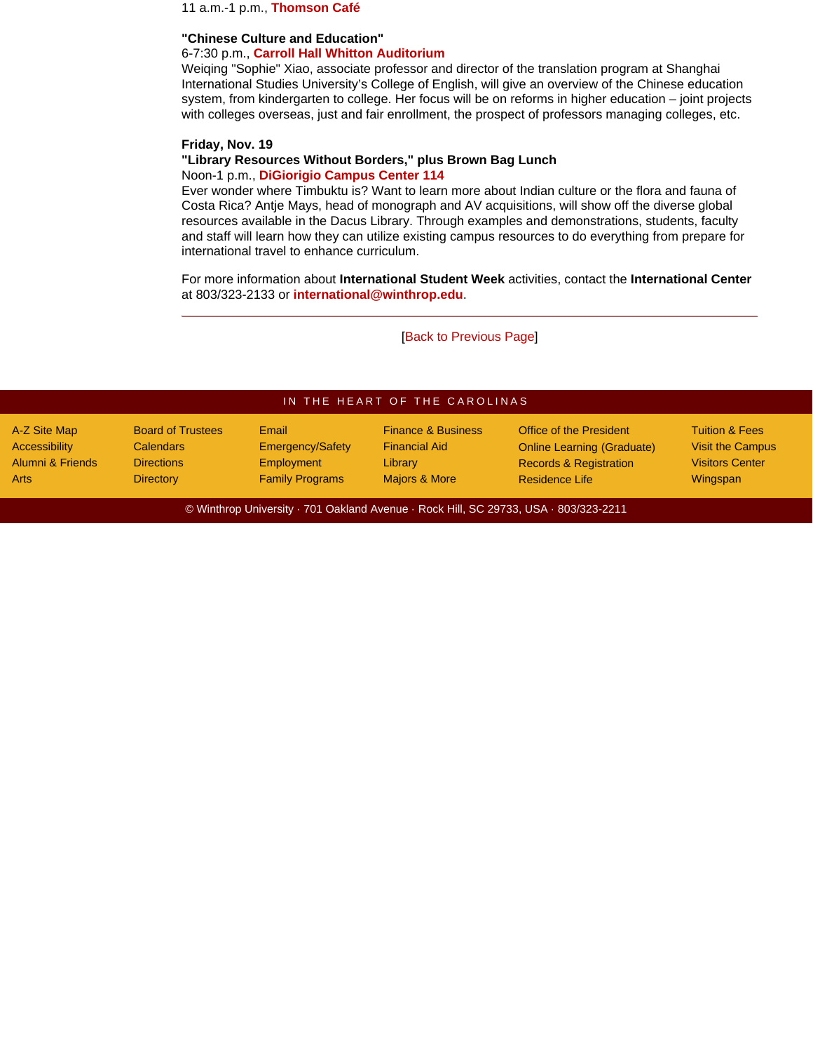11 a.m.-1 p.m., **Thomson Café**

**"Chinese Culture and Education"**
6-7:30 p.m., **Carroll Hall Whitton Auditorium**
Weiqing "Sophie" Xiao, associate professor and director of the translation program at Shanghai International Studies University's College of English, will give an overview of the Chinese education system, from kindergarten to college. Her focus will be on reforms in higher education – joint projects with colleges overseas, just and fair enrollment, the prospect of professors managing colleges, etc.

**Friday, Nov. 19**
**"Library Resources Without Borders," plus Brown Bag Lunch**
Noon-1 p.m., **DiGiorigio Campus Center 114**
Ever wonder where Timbuktu is? Want to learn more about Indian culture or the flora and fauna of Costa Rica? Antje Mays, head of monograph and AV acquisitions, will show off the diverse global resources available in the Dacus Library. Through examples and demonstrations, students, faculty and staff will learn how they can utilize existing campus resources to do everything from prepare for international travel to enhance curriculum.

For more information about **International Student Week** activities, contact the **International Center** at 803/323-2133 or **international@winthrop.edu**.

---

[Back to Previous Page]

IN THE HEART OF THE CAROLINAS

A-Z Site Map
Accessibility
Alumni & Friends
Arts
Board of Trustees
Calendars
Directions
Directory
Email
Emergency/Safety
Employment
Family Programs
Finance & Business
Financial Aid
Library
Majors & More
Office of the President
Online Learning (Graduate)
Records & Registration
Residence Life
Tuition & Fees
Visit the Campus
Visitors Center
Wingspan

© Winthrop University · 701 Oakland Avenue · Rock Hill, SC 29733, USA · 803/323-2211